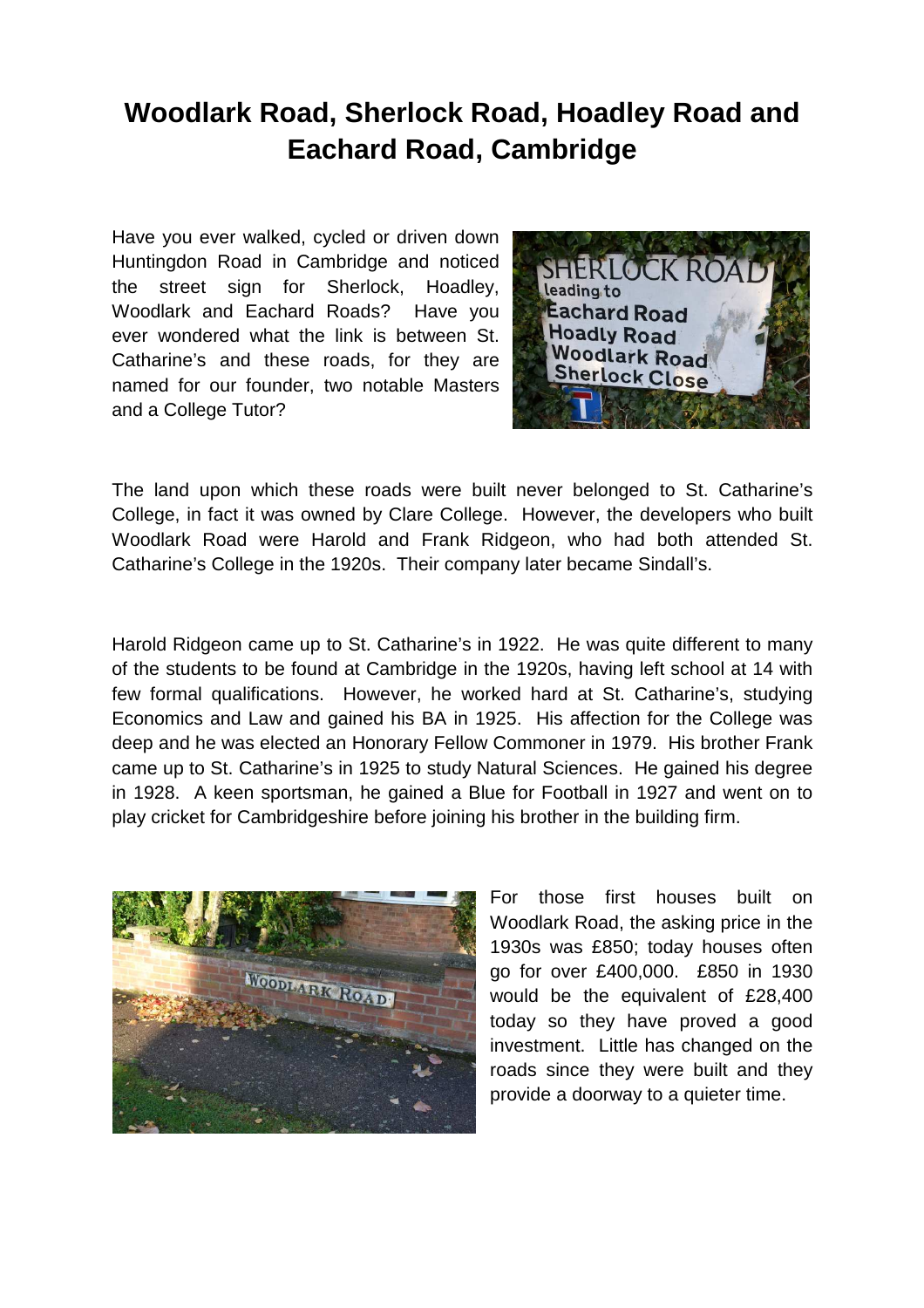# Woodlark Road, Sherlock Road, Hoadley Road and Eachard Road, Cambridge

Have you ever walked, cycled or driven down Huntingdon Road in Cambridge and noticed the street sign for Sherlock, Hoadley, Woodlark and Eachard Roads? Have you ever wondered what the link is between St. Catharine's and these roads, for they are named for our founder, two notable Masters and a College Tutor?

The land upon which these roads were built never belonged to St. Catharine's College, in fact it was owned by Clare College. However, the developers who built Woodlark Road were Harold and Frank Ridgeon, who had both attended St. Catharine's College in the 1920s. Their company later became Sindall's.

Harold Ridgeon came up to St. Catharine's in 1922. He was quite different to many of the students to be found at Cambridge in the 1920s, having left school at 14 with few formal qualifications. However, he worked hard at St. Catharine's, studying Economics and Law and gained his BA in 1925. His affection for the College was deep and he was elected an Honorary Fellow Commoner in 1979. His brother Frank came up to St. Catharine's in 1925 to study Natural Sciences. He gained his degree in 1928. A keen sportsman, he gained a Blue for Football in 1927 and went on to play cricket for Cambridgeshire before joining his brother in the building firm.

For those first houses built on Woodlark Road, the asking price in the 1930s was £850; today houses often go for over £400,000. £850 in 1930 would be the equivalent of £28,400 today so they have proved a good investment. Little has changed on the roads since they were built and they provide a doorway to a quieter time.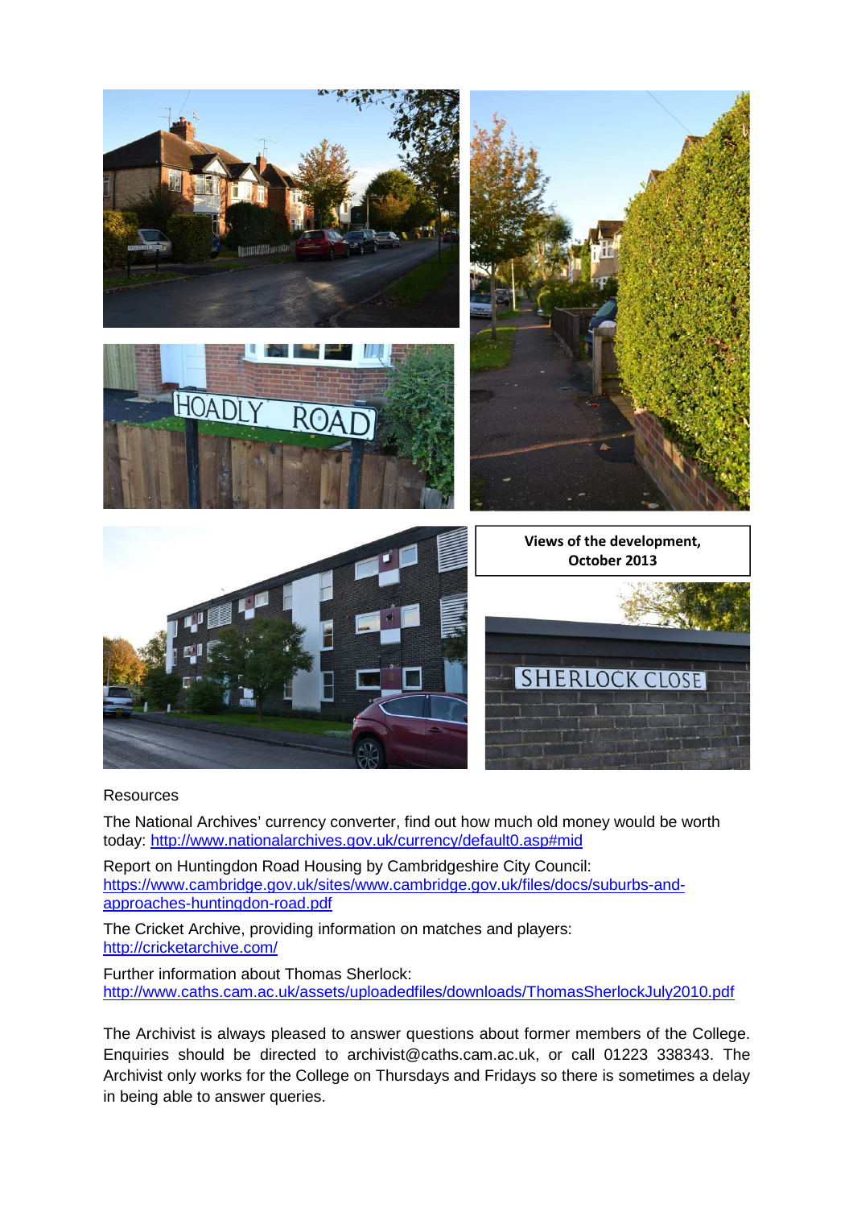Views of the development, October 2013

Resources

The National Archives' currency converter, find out how much old money would be worth today: http://www.nationalarchives.gov.uk/currency/default0.asp#mid

Report on Huntingdon Road Housing by Cambridgeshire City Council: https://www.cambridge.gov.uk/sites/www.cambridge.gov.uk/files/docs/suburbs-and-approaches-huntingdon-road.pdf

The Cricket Archive, providing information on matches and players: http://cricketarchive.com/

Further information about Thomas Sherlock: http://www.caths.cam.ac.uk/assets/uploadedfiles/downloads/ThomasSherlockJuly2010.pdf

The Archivist is always pleased to answer questions about former members of the College. Enquiries should be directed to archivist@caths.cam.ac.uk, or call 01223 338343. The Archivist only works for the College on Thursdays and Fridays so there is sometimes a delay in being able to answer queries.